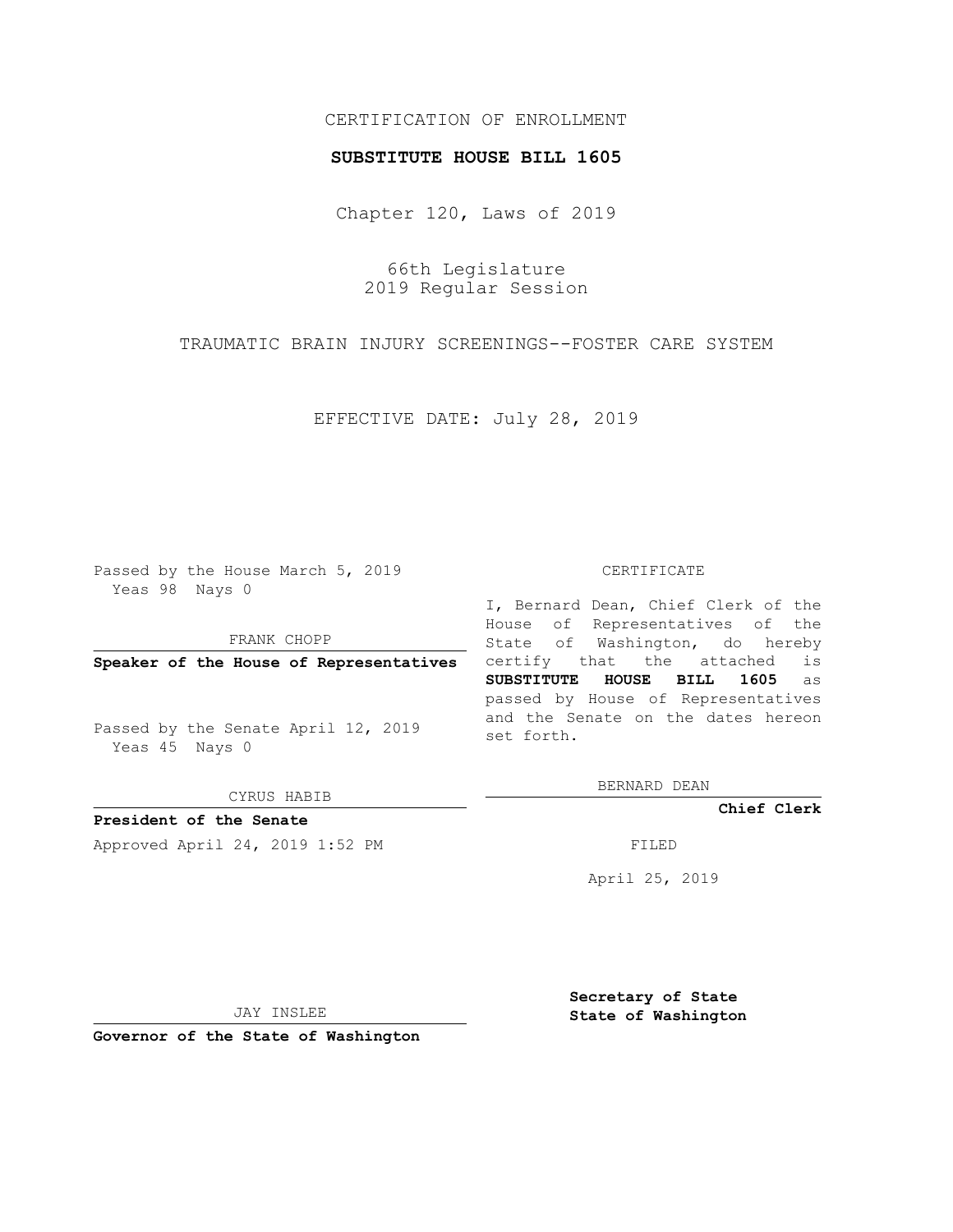CERTIFICATION OF ENROLLMENT

**SUBSTITUTE HOUSE BILL 1605**

Chapter 120, Laws of 2019

66th Legislature
2019 Regular Session

TRAUMATIC BRAIN INJURY SCREENINGS--FOSTER CARE SYSTEM

EFFECTIVE DATE: July 28, 2019

Passed by the House March 5, 2019
Yeas 98 Nays 0

FRANK CHOPP

**Speaker of the House of Representatives**

Passed by the Senate April 12, 2019
Yeas 45 Nays 0

CYRUS HABIB

**President of the Senate**

Approved April 24, 2019 1:52 PM

JAY INSLEE

**Governor of the State of Washington**

CERTIFICATE

I, Bernard Dean, Chief Clerk of the House of Representatives of the State of Washington, do hereby certify that the attached is **SUBSTITUTE HOUSE BILL 1605** as passed by House of Representatives and the Senate on the dates hereon set forth.

BERNARD DEAN

**Chief Clerk**

FILED

April 25, 2019

**Secretary of State**
**State of Washington**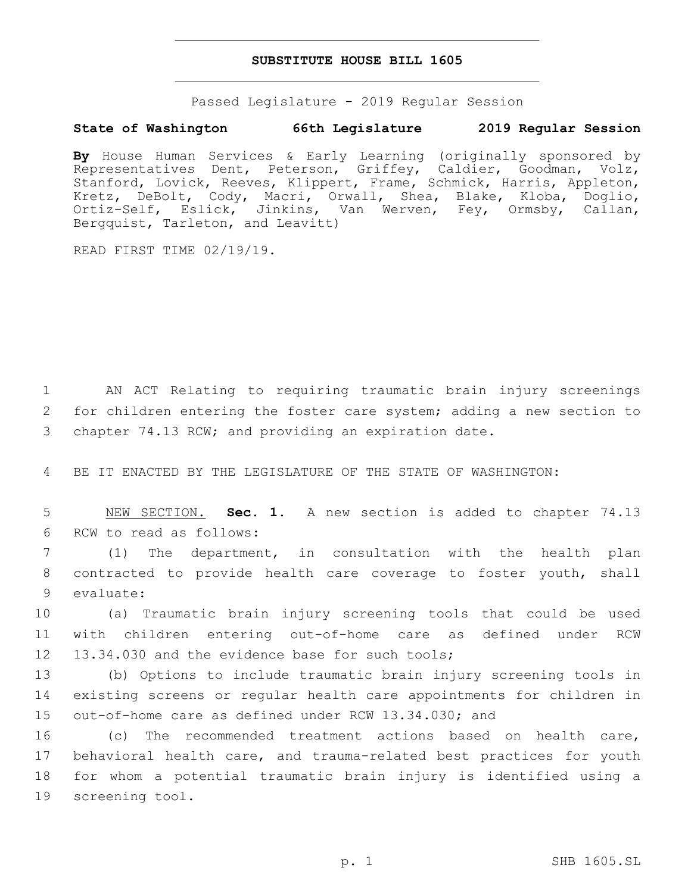# SUBSTITUTE HOUSE BILL 1605

Passed Legislature - 2019 Regular Session

**State of Washington 66th Legislature 2019 Regular Session**

**By** House Human Services & Early Learning (originally sponsored by Representatives Dent, Peterson, Griffey, Caldier, Goodman, Volz, Stanford, Lovick, Reeves, Klippert, Frame, Schmick, Harris, Appleton, Kretz, DeBolt, Cody, Macri, Orwall, Shea, Blake, Kloba, Doglio, Ortiz-Self, Eslick, Jinkins, Van Werven, Fey, Ormsby, Callan, Bergquist, Tarleton, and Leavitt)

READ FIRST TIME 02/19/19.

1 AN ACT Relating to requiring traumatic brain injury screenings
2 for children entering the foster care system; adding a new section to
3 chapter 74.13 RCW; and providing an expiration date.

4 BE IT ENACTED BY THE LEGISLATURE OF THE STATE OF WASHINGTON:

5 NEW SECTION. **Sec. 1.** A new section is added to chapter 74.13
6 RCW to read as follows:

7 (1) The department, in consultation with the health plan
8 contracted to provide health care coverage to foster youth, shall
9 evaluate:

10 (a) Traumatic brain injury screening tools that could be used
11 with children entering out-of-home care as defined under RCW
12 13.34.030 and the evidence base for such tools;

13 (b) Options to include traumatic brain injury screening tools in
14 existing screens or regular health care appointments for children in
15 out-of-home care as defined under RCW 13.34.030; and

16 (c) The recommended treatment actions based on health care,
17 behavioral health care, and trauma-related best practices for youth
18 for whom a potential traumatic brain injury is identified using a
19 screening tool.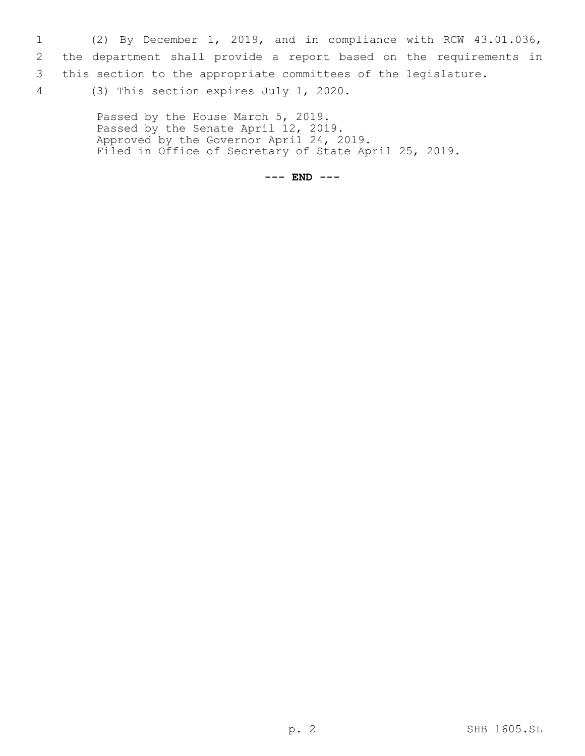(2) By December 1, 2019, and in compliance with RCW 43.01.036, the department shall provide a report based on the requirements in this section to the appropriate committees of the legislature.

(3) This section expires July 1, 2020.

Passed by the House March 5, 2019.
Passed by the Senate April 12, 2019.
Approved by the Governor April 24, 2019.
Filed in Office of Secretary of State April 25, 2019.

**--- END ---**